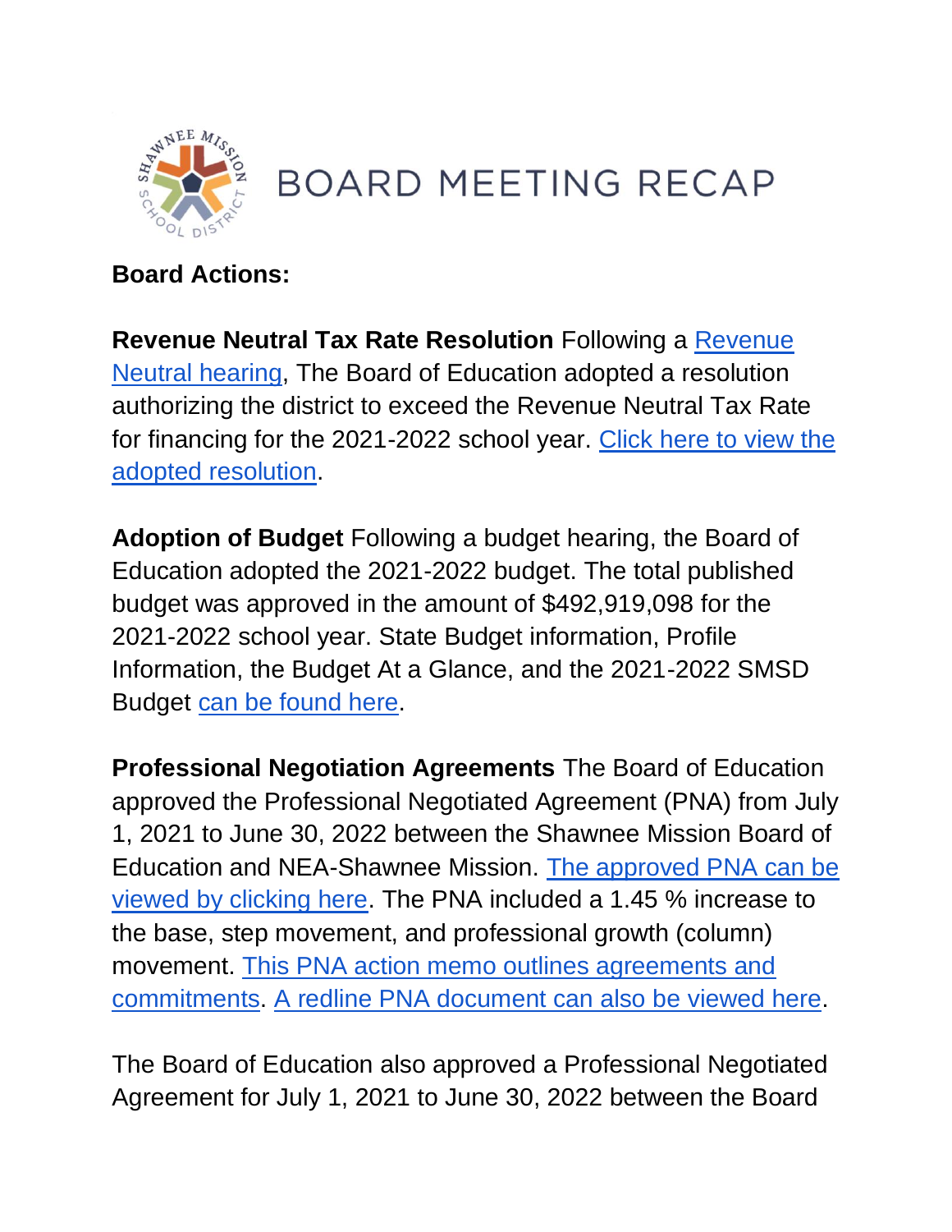# BOARD MEETING RECAP

**Board Actions:**

**Revenue Neutral Tax Rate Resolution** Following a Revenue Neutral hearing, The Board of Education adopted a resolution authorizing the district to exceed the Revenue Neutral Tax Rate for financing for the 2021-2022 school year. Click here to view the adopted resolution.

**Adoption of Budget** Following a budget hearing, the Board of Education adopted the 2021-2022 budget. The total published budget was approved in the amount of $492,919,098 for the 2021-2022 school year. State Budget information, Profile Information, the Budget At a Glance, and the 2021-2022 SMSD Budget can be found here.

**Professional Negotiation Agreements** The Board of Education approved the Professional Negotiated Agreement (PNA) from July 1, 2021 to June 30, 2022 between the Shawnee Mission Board of Education and NEA-Shawnee Mission. The approved PNA can be viewed by clicking here. The PNA included a 1.45 % increase to the base, step movement, and professional growth (column) movement. This PNA action memo outlines agreements and commitments. A redline PNA document can also be viewed here.

The Board of Education also approved a Professional Negotiated Agreement for July 1, 2021 to June 30, 2022 between the Board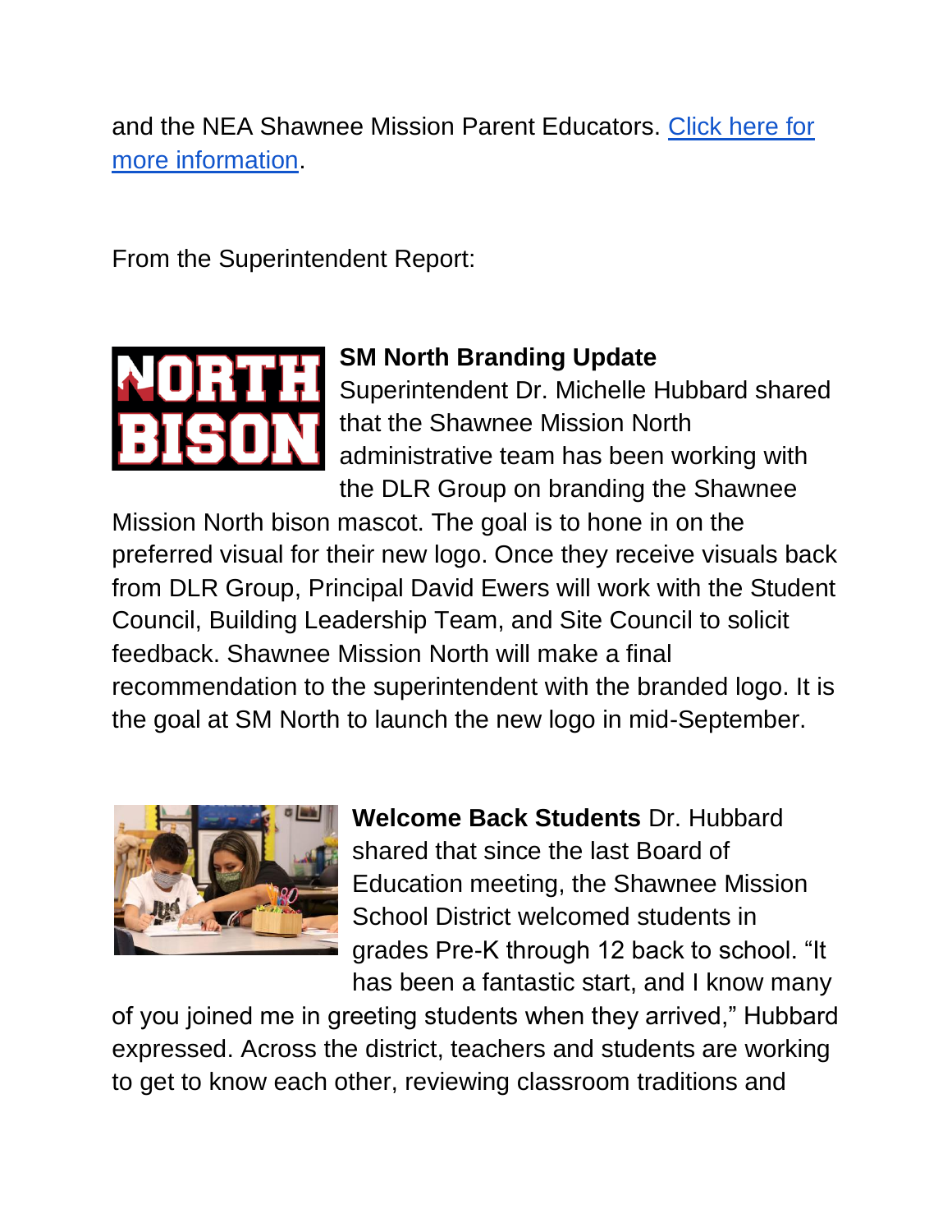and the NEA Shawnee Mission Parent Educators. [Click here for more information].

From the Superintendent Report:

**SM North Branding Update**
Superintendent Dr. Michelle Hubbard shared that the Shawnee Mission North administrative team has been working with the DLR Group on branding the Shawnee Mission North bison mascot. The goal is to hone in on the preferred visual for their new logo. Once they receive visuals back from DLR Group, Principal David Ewers will work with the Student Council, Building Leadership Team, and Site Council to solicit feedback. Shawnee Mission North will make a final recommendation to the superintendent with the branded logo. It is the goal at SM North to launch the new logo in mid-September.

**Welcome Back Students** Dr. Hubbard shared that since the last Board of Education meeting, the Shawnee Mission School District welcomed students in grades Pre-K through 12 back to school. "It has been a fantastic start, and I know many of you joined me in greeting students when they arrived," Hubbard expressed. Across the district, teachers and students are working to get to know each other, reviewing classroom traditions and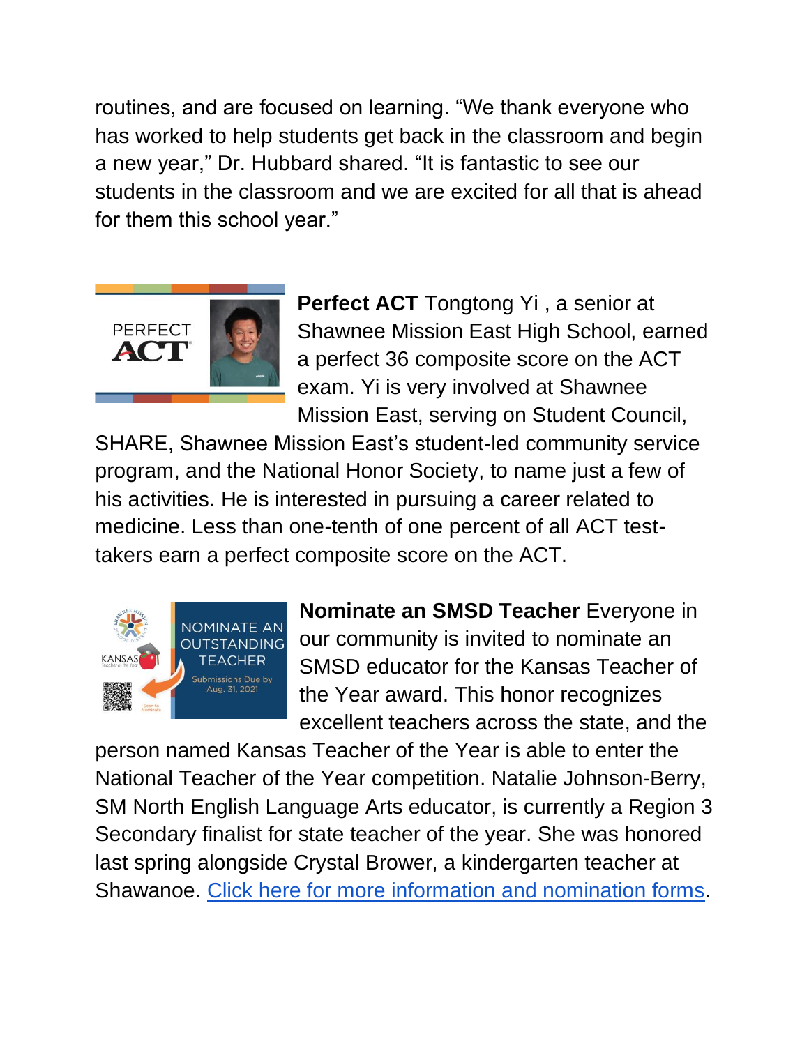routines, and are focused on learning. "We thank everyone who has worked to help students get back in the classroom and begin a new year," Dr. Hubbard shared. "It is fantastic to see our students in the classroom and we are excited for all that is ahead for them this school year."

**Perfect ACT** Tongtong Yi , a senior at Shawnee Mission East High School, earned a perfect 36 composite score on the ACT exam. Yi is very involved at Shawnee Mission East, serving on Student Council, SHARE, Shawnee Mission East's student-led community service program, and the National Honor Society, to name just a few of his activities. He is interested in pursuing a career related to medicine. Less than one-tenth of one percent of all ACT test-takers earn a perfect composite score on the ACT.

**Nominate an SMSD Teacher** Everyone in our community is invited to nominate an SMSD educator for the Kansas Teacher of the Year award. This honor recognizes excellent teachers across the state, and the person named Kansas Teacher of the Year is able to enter the National Teacher of the Year competition. Natalie Johnson-Berry, SM North English Language Arts educator, is currently a Region 3 Secondary finalist for state teacher of the year. She was honored last spring alongside Crystal Brower, a kindergarten teacher at Shawanoe. [Click here for more information and nomination forms](#).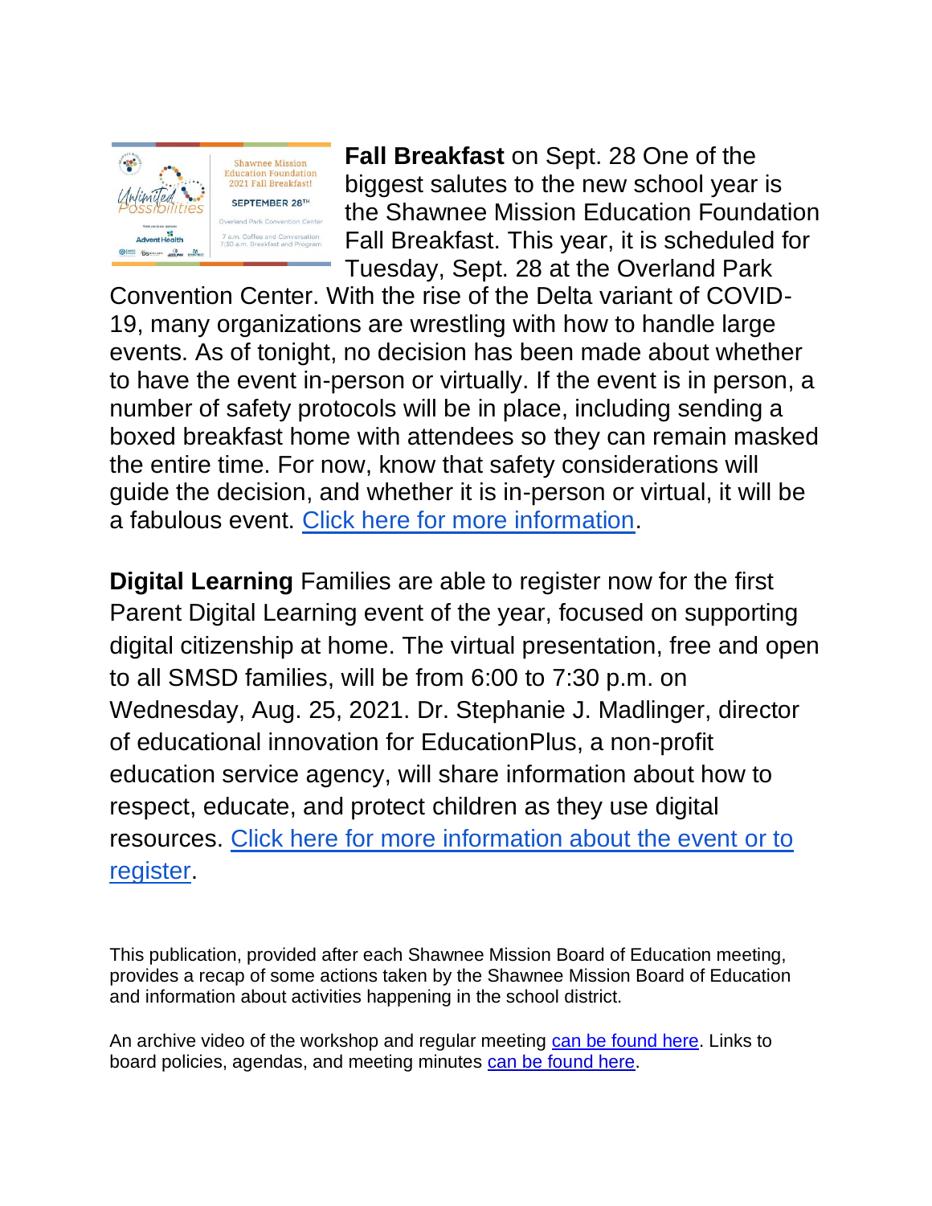**Fall Breakfast** on Sept. 28 One of the biggest salutes to the new school year is the Shawnee Mission Education Foundation Fall Breakfast. This year, it is scheduled for Tuesday, Sept. 28 at the Overland Park Convention Center. With the rise of the Delta variant of COVID-19, many organizations are wrestling with how to handle large events. As of tonight, no decision has been made about whether to have the event in-person or virtually. If the event is in person, a number of safety protocols will be in place, including sending a boxed breakfast home with attendees so they can remain masked the entire time. For now, know that safety considerations will guide the decision, and whether it is in-person or virtual, it will be a fabulous event. Click here for more information.

**Digital Learning** Families are able to register now for the first Parent Digital Learning event of the year, focused on supporting digital citizenship at home. The virtual presentation, free and open to all SMSD families, will be from 6:00 to 7:30 p.m. on Wednesday, Aug. 25, 2021. Dr. Stephanie J. Madlinger, director of educational innovation for EducationPlus, a non-profit education service agency, will share information about how to respect, educate, and protect children as they use digital resources. Click here for more information about the event or to register.

This publication, provided after each Shawnee Mission Board of Education meeting, provides a recap of some actions taken by the Shawnee Mission Board of Education and information about activities happening in the school district.

An archive video of the workshop and regular meeting can be found here. Links to board policies, agendas, and meeting minutes can be found here.